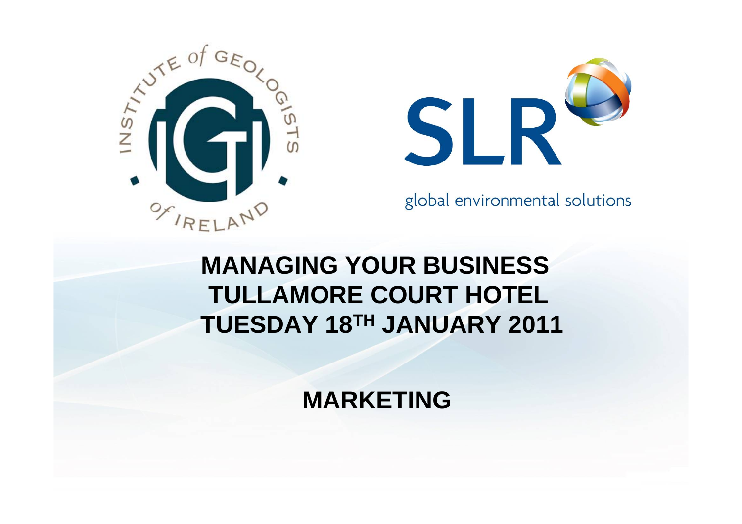INSTITUTE of GEOLOGISTS of IRELAND

SLR

global environmental solutions

# MANAGING YOUR BUSINESS
# TULLAMORE COURT HOTEL
# TUESDAY 18TH JANUARY 2011

## MARKETING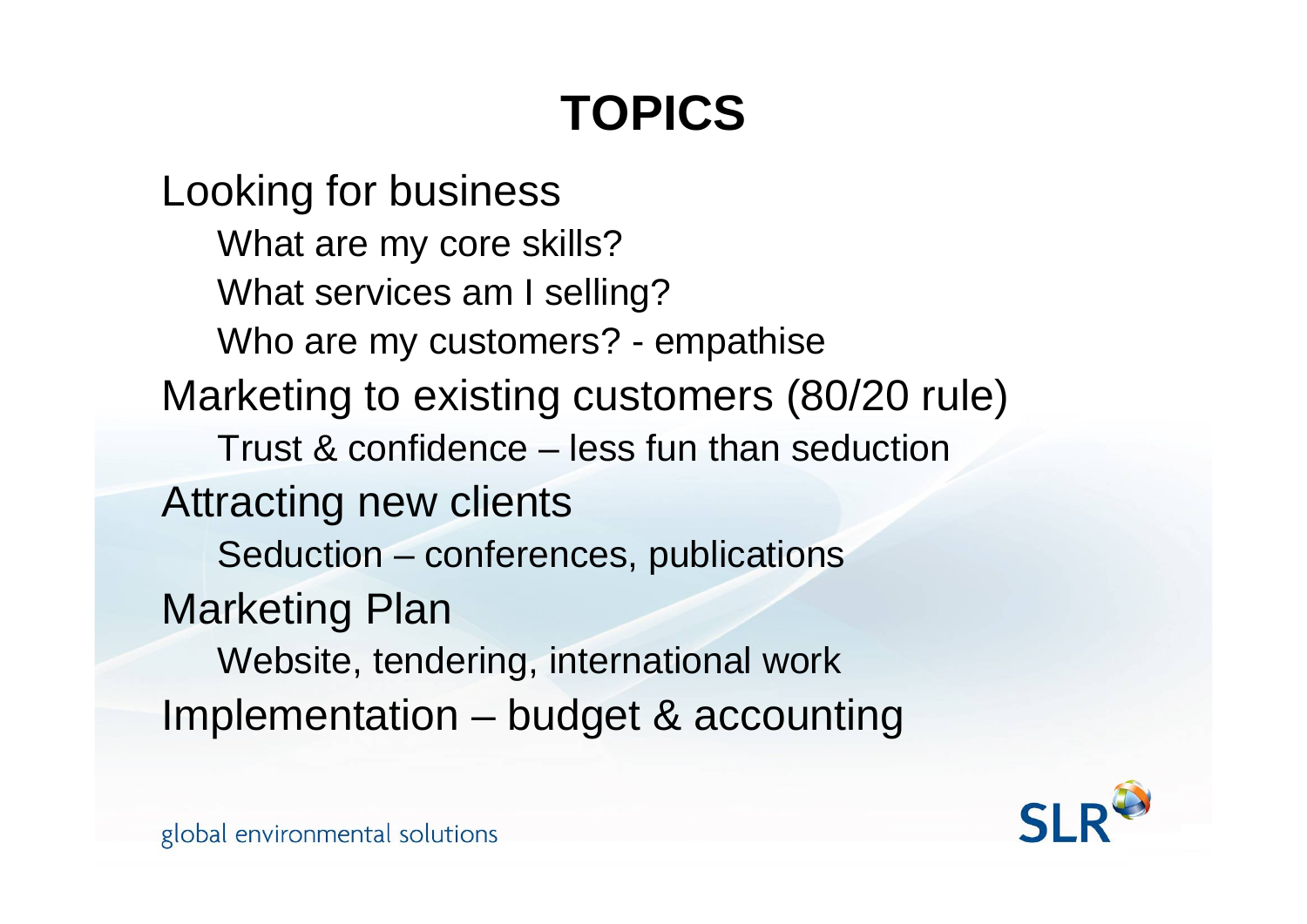# TOPICS

- Looking for business
  - What are my core skills?
  - What services am I selling?
  - Who are my customers? - empathise
- Marketing to existing customers (80/20 rule)
  - Trust & confidence – less fun than seduction
- Attracting new clients
  - Seduction – conferences, publications
- Marketing Plan
  - Website, tendering, international work
- Implementation – budget & accounting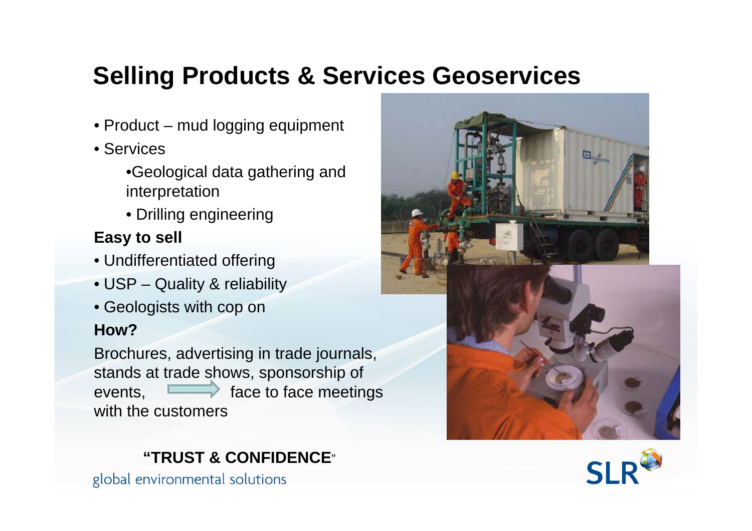# Selling Products & Services Geoservices

- Product – mud logging equipment
- Services
  - Geological data gathering and interpretation
  - Drilling engineering

**Easy to sell**

- Undifferentiated offering
- USP – Quality & reliability
- Geologists with cop on

**How?**

Brochures, advertising in trade journals, stands at trade shows, sponsorship of events, → face to face meetings with the customers

**"TRUST & CONFIDENCE"**

global environmental solutions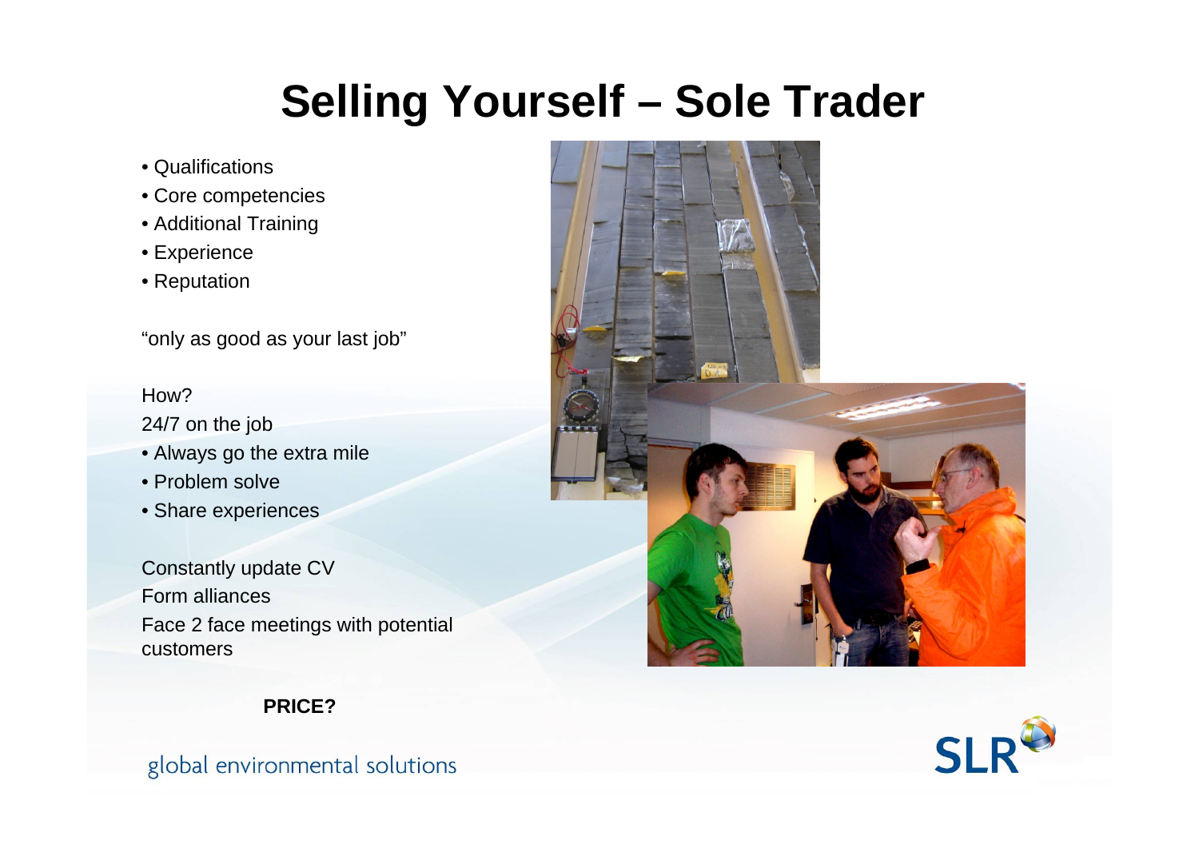# Selling Yourself – Sole Trader

- Qualifications
- Core competencies
- Additional Training
- Experience
- Reputation

"only as good as your last job"

How?

24/7 on the job

- Always go the extra mile
- Problem solve
- Share experiences

Constantly update CV

Form alliances

Face 2 face meetings with potential customers

**PRICE?**

global environmental solutions

SLR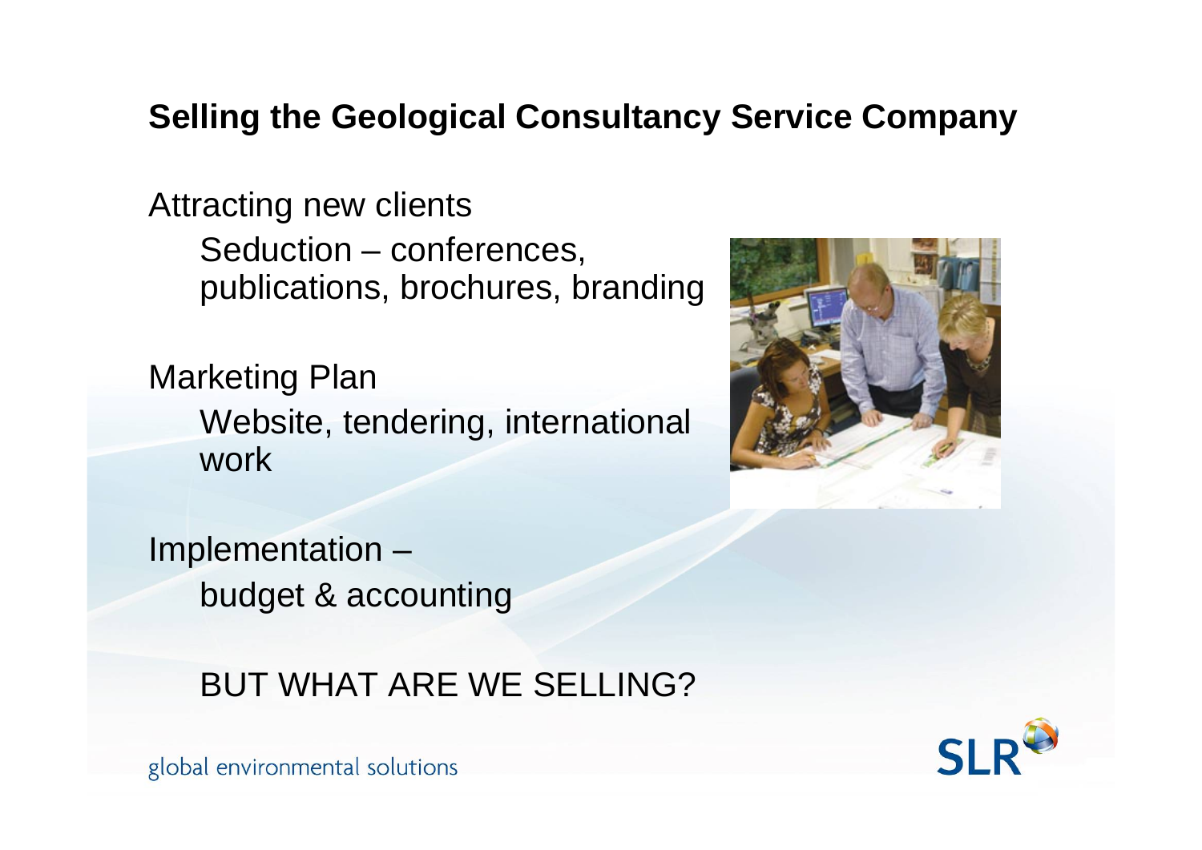## Selling the Geological Consultancy Service Company

Attracting new clients

- Seduction – conferences, publications, brochures, branding

Marketing Plan

- Website, tendering, international work

Implementation –

- budget & accounting

BUT WHAT ARE WE SELLING?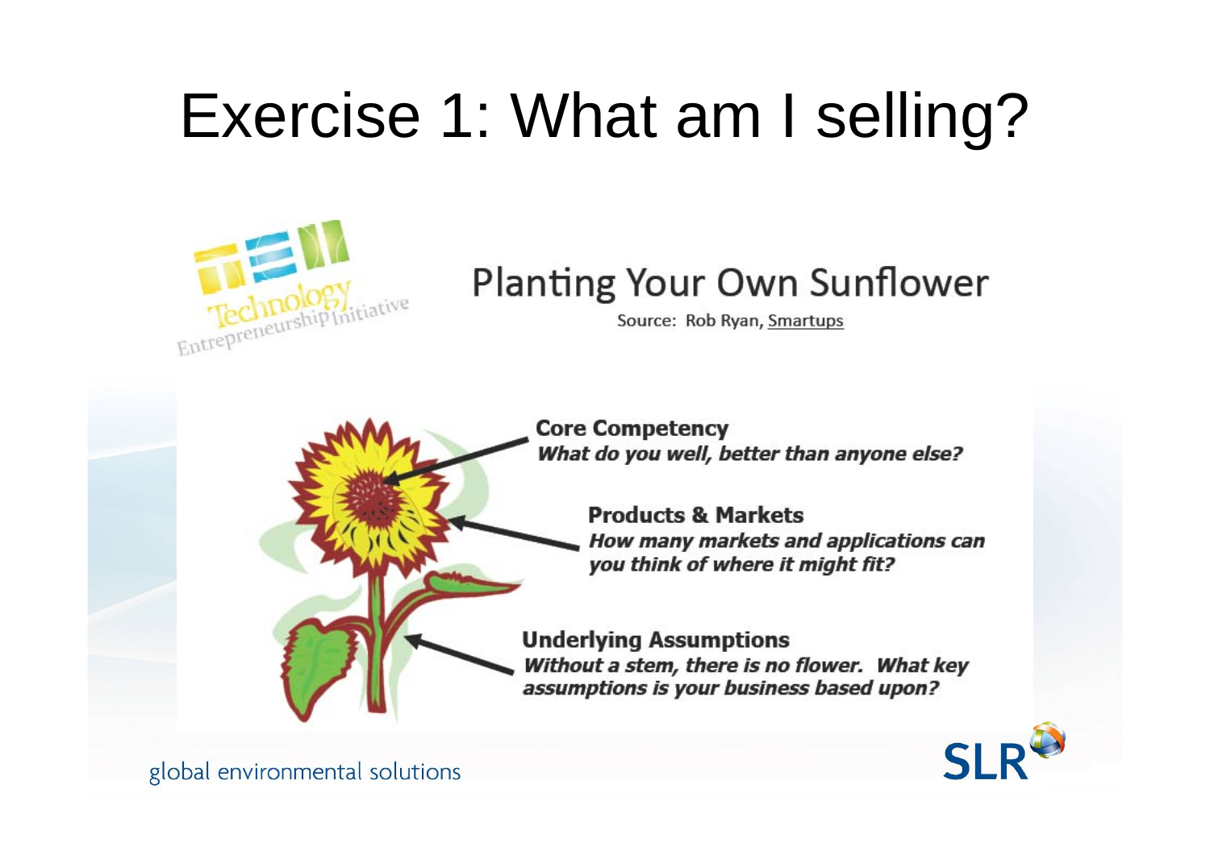# Exercise 1: What am I selling?

## Planting Your Own Sunflower

Source: Rob Ryan, Smartups

**Core Competency**
***What do you well, better than anyone else?***

**Products & Markets**
***How many markets and applications can you think of where it might fit?***

**Underlying Assumptions**
***Without a stem, there is no flower. What key assumptions is your business based upon?***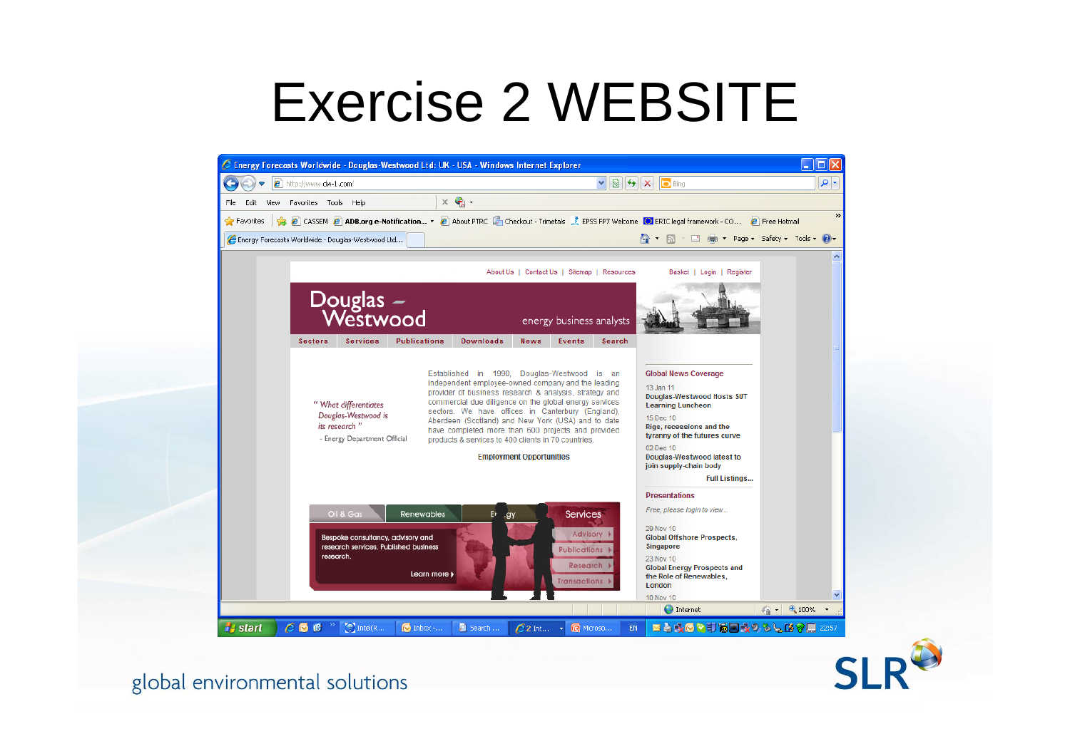# Exercise 2 WEBSITE

global environmental solutions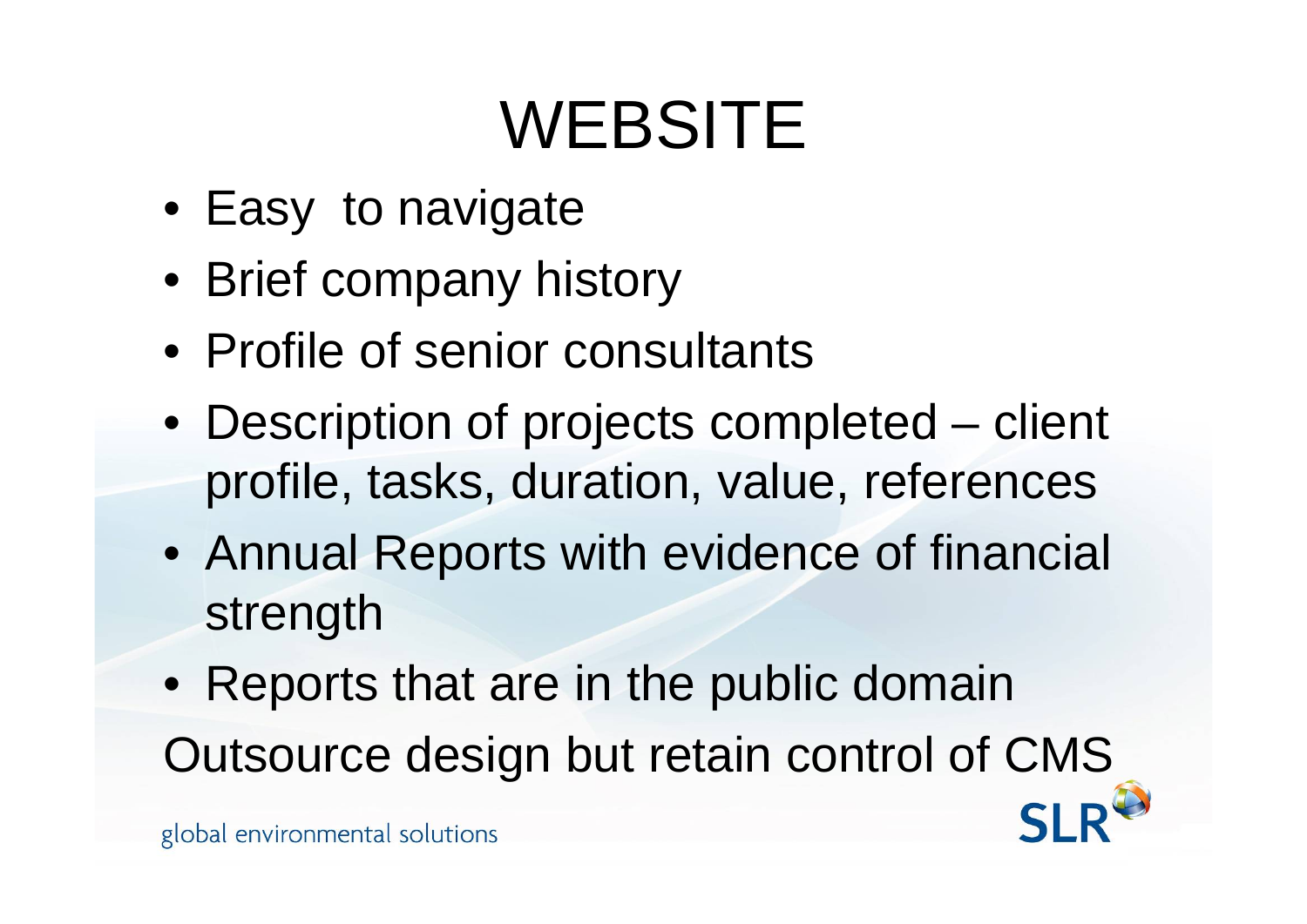# WEBSITE

- Easy to navigate
- Brief company history
- Profile of senior consultants
- Description of projects completed – client profile, tasks, duration, value, references
- Annual Reports with evidence of financial strength
- Reports that are in the public domain

Outsource design but retain control of CMS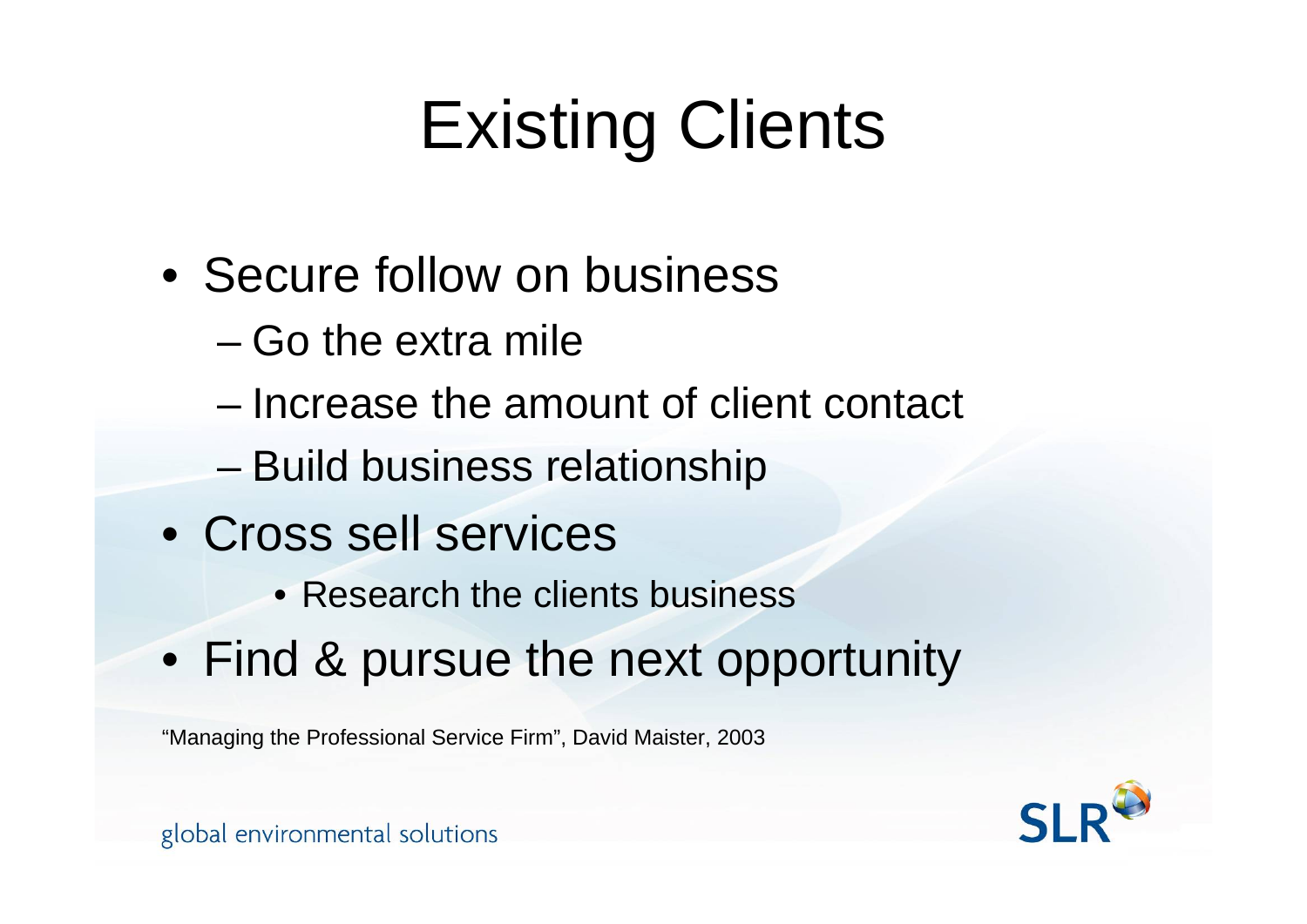# Existing Clients

- Secure follow on business
  - Go the extra mile
  - Increase the amount of client contact
  - Build business relationship
- Cross sell services
  - Research the clients business
- Find & pursue the next opportunity

"Managing the Professional Service Firm", David Maister, 2003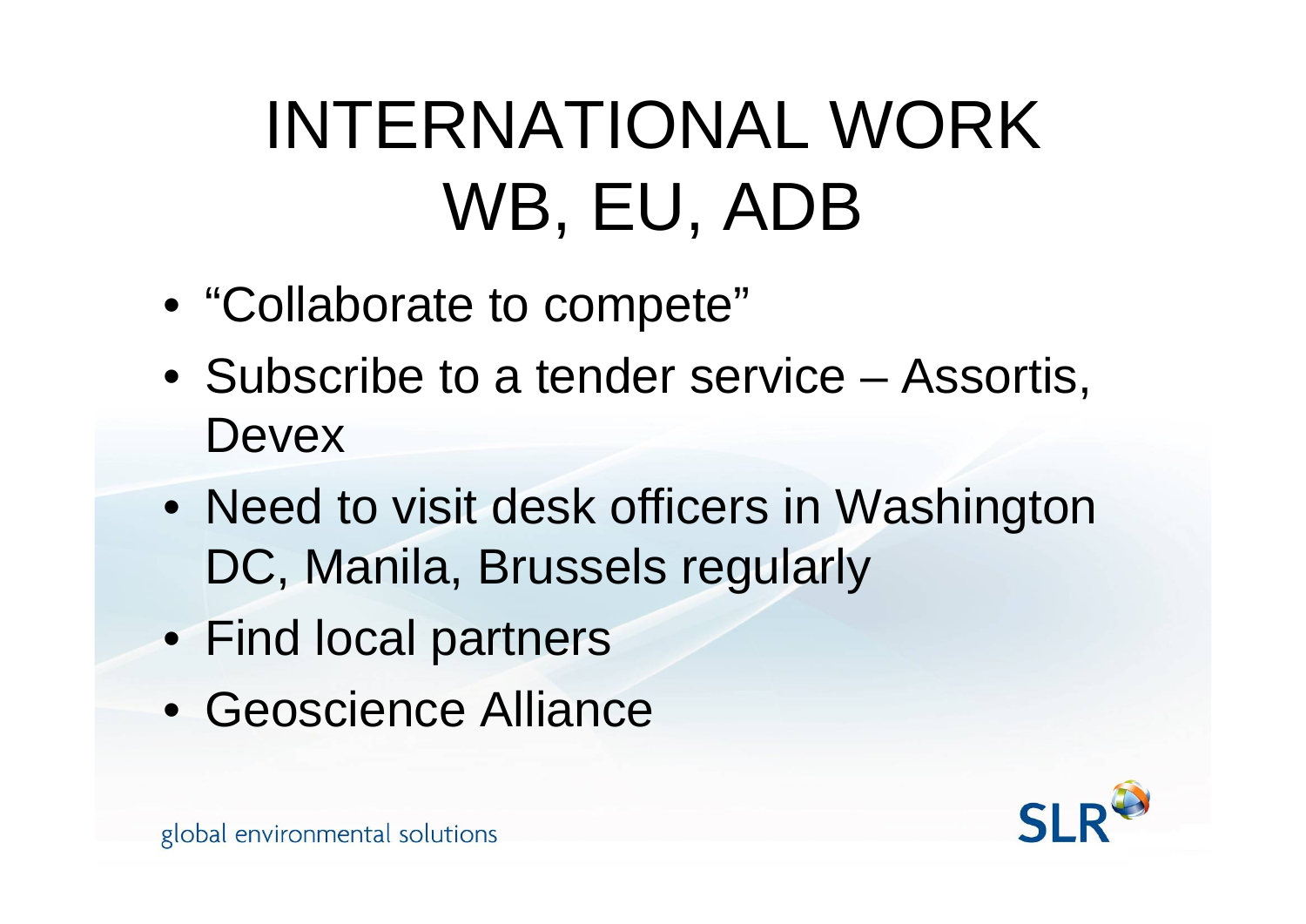# INTERNATIONAL WORK WB, EU, ADB

- “Collaborate to compete”
- Subscribe to a tender service – Assortis, Devex
- Need to visit desk officers in Washington DC, Manila, Brussels regularly
- Find local partners
- Geoscience Alliance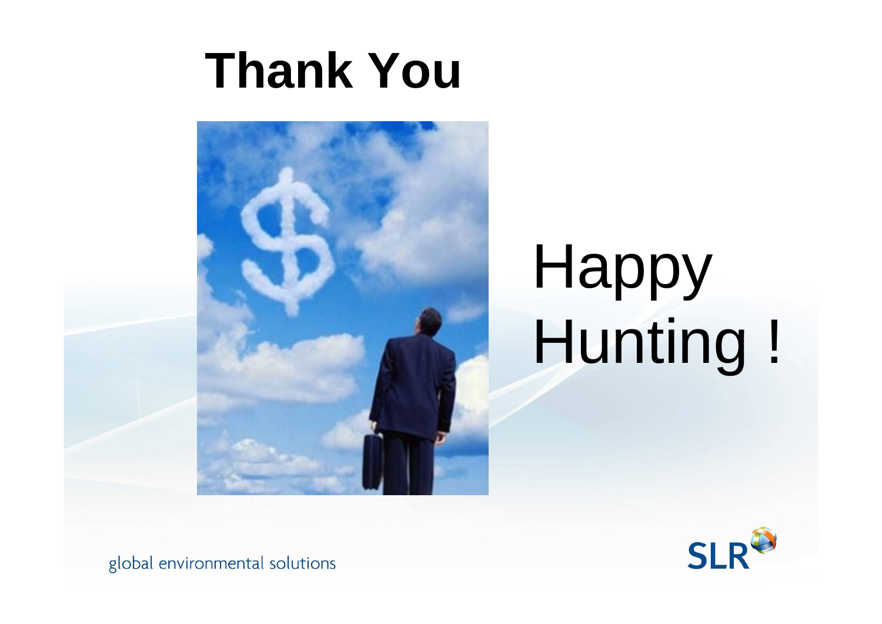# Thank You

Happy Hunting !

global environmental solutions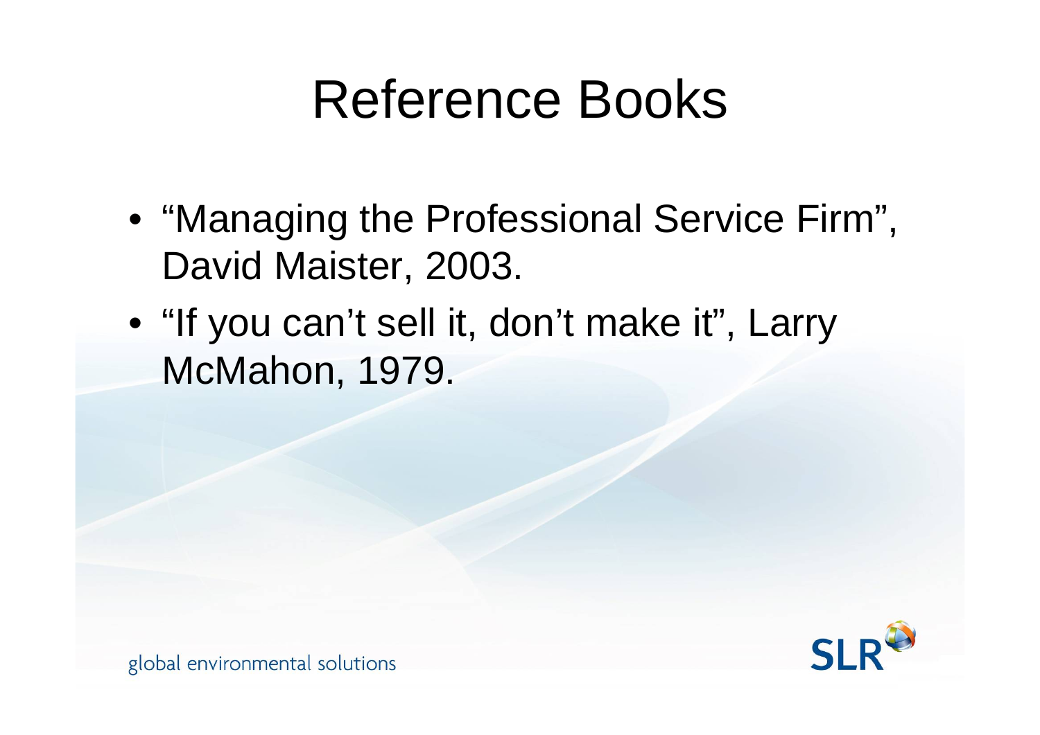# Reference Books

- "Managing the Professional Service Firm", David Maister, 2003.
- "If you can't sell it, don't make it", Larry McMahon, 1979.